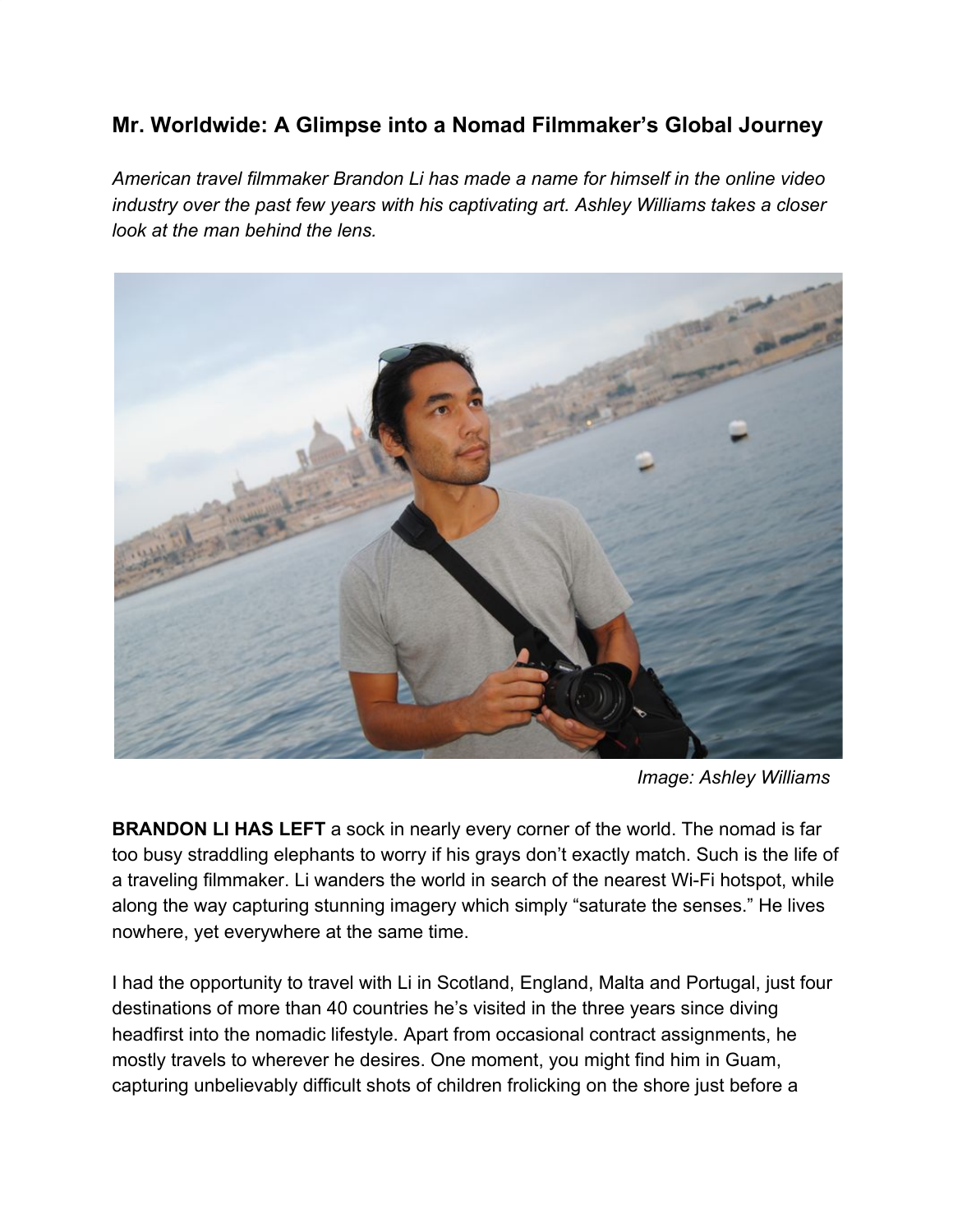## Mr. Worldwide: A Glimpse into a Nomad Filmmaker's Global Journey

*American travel filmmaker Brandon Li has made a name for himself in the online video industry over the past few years with his captivating art. Ashley Williams takes a closer look at the man behind the lens.*

*Image: Ashley Williams*

**BRANDON LI HAS LEFT** a sock in nearly every corner of the world. The nomad is far too busy straddling elephants to worry if his grays don't exactly match. Such is the life of a traveling filmmaker. Li wanders the world in search of the nearest Wi-Fi hotspot, while along the way capturing stunning imagery which simply "saturate the senses." He lives nowhere, yet everywhere at the same time.

I had the opportunity to travel with Li in Scotland, England, Malta and Portugal, just four destinations of more than 40 countries he's visited in the three years since diving headfirst into the nomadic lifestyle. Apart from occasional contract assignments, he mostly travels to wherever he desires. One moment, you might find him in Guam, capturing unbelievably difficult shots of children frolicking on the shore just before a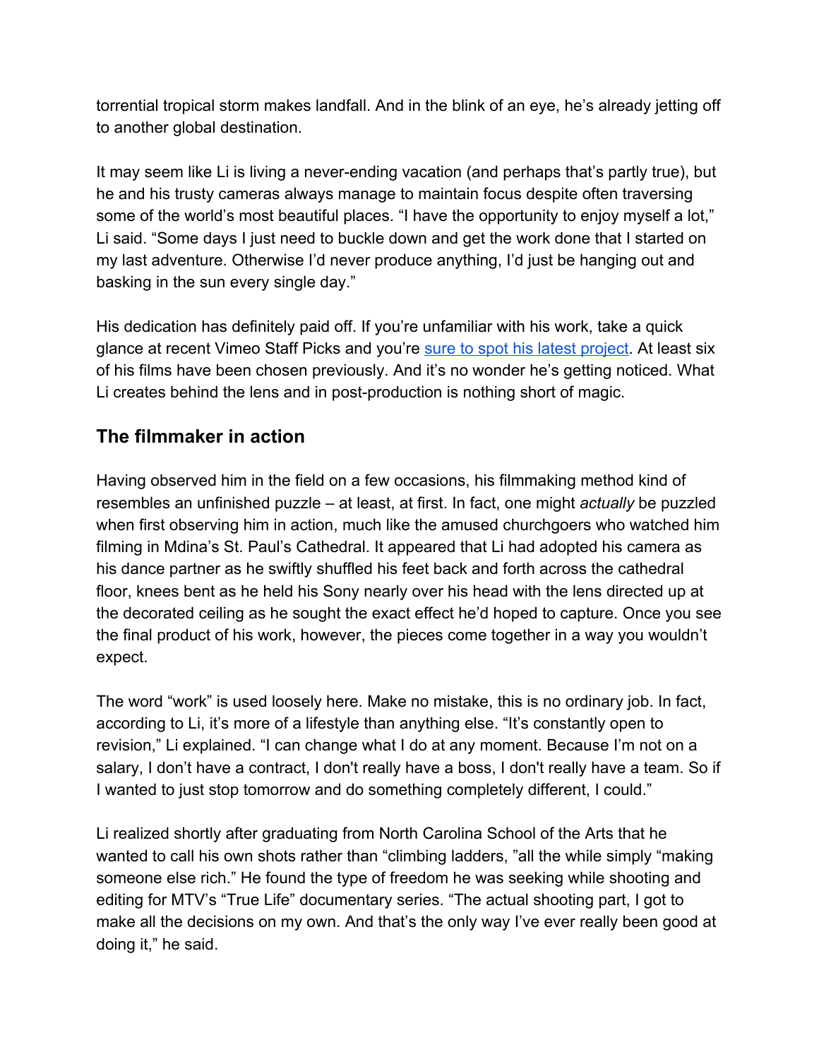torrential tropical storm makes landfall. And in the blink of an eye, he's already jetting off to another global destination.

It may seem like Li is living a never-ending vacation (and perhaps that's partly true), but he and his trusty cameras always manage to maintain focus despite often traversing some of the world's most beautiful places. "I have the opportunity to enjoy myself a lot," Li said. "Some days I just need to buckle down and get the work done that I started on my last adventure. Otherwise I'd never produce anything, I'd just be hanging out and basking in the sun every single day."

His dedication has definitely paid off. If you're unfamiliar with his work, take a quick glance at recent Vimeo Staff Picks and you're sure to spot his latest project. At least six of his films have been chosen previously. And it's no wonder he's getting noticed. What Li creates behind the lens and in post-production is nothing short of magic.

## The filmmaker in action

Having observed him in the field on a few occasions, his filmmaking method kind of resembles an unfinished puzzle – at least, at first. In fact, one might *actually* be puzzled when first observing him in action, much like the amused churchgoers who watched him filming in Mdina's St. Paul's Cathedral. It appeared that Li had adopted his camera as his dance partner as he swiftly shuffled his feet back and forth across the cathedral floor, knees bent as he held his Sony nearly over his head with the lens directed up at the decorated ceiling as he sought the exact effect he'd hoped to capture. Once you see the final product of his work, however, the pieces come together in a way you wouldn't expect.

The word "work" is used loosely here. Make no mistake, this is no ordinary job. In fact, according to Li, it's more of a lifestyle than anything else. "It's constantly open to revision," Li explained. "I can change what I do at any moment. Because I'm not on a salary, I don't have a contract, I don't really have a boss, I don't really have a team. So if I wanted to just stop tomorrow and do something completely different, I could."

Li realized shortly after graduating from North Carolina School of the Arts that he wanted to call his own shots rather than "climbing ladders, "all the while simply "making someone else rich." He found the type of freedom he was seeking while shooting and editing for MTV's "True Life" documentary series. "The actual shooting part, I got to make all the decisions on my own. And that's the only way I've ever really been good at doing it," he said.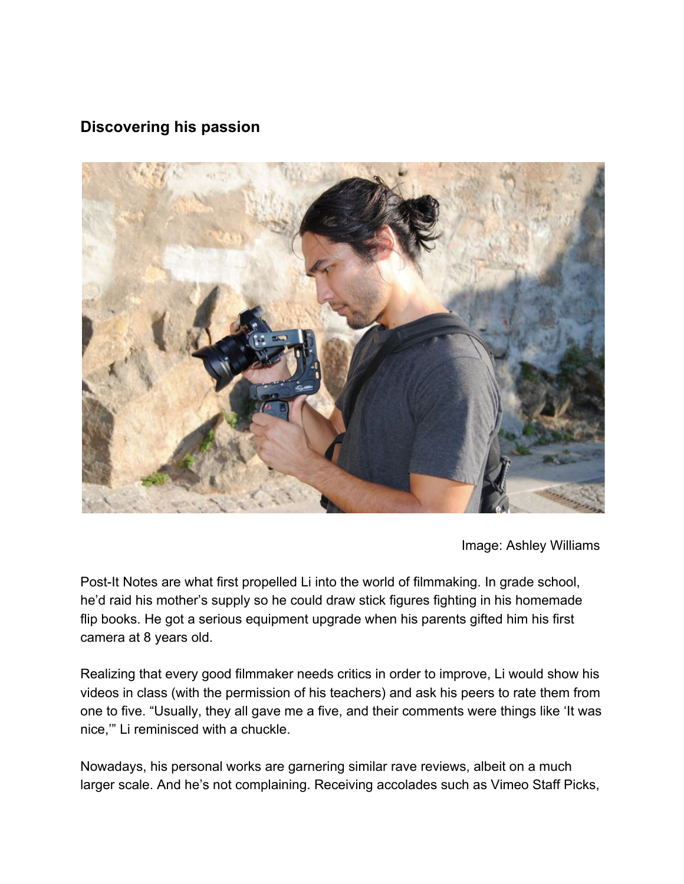## Discovering his passion

Image: Ashley Williams

Post-It Notes are what first propelled Li into the world of filmmaking. In grade school, he'd raid his mother's supply so he could draw stick figures fighting in his homemade flip books. He got a serious equipment upgrade when his parents gifted him his first camera at 8 years old.

Realizing that every good filmmaker needs critics in order to improve, Li would show his videos in class (with the permission of his teachers) and ask his peers to rate them from one to five. "Usually, they all gave me a five, and their comments were things like 'It was nice,'" Li reminisced with a chuckle.

Nowadays, his personal works are garnering similar rave reviews, albeit on a much larger scale. And he's not complaining. Receiving accolades such as Vimeo Staff Picks,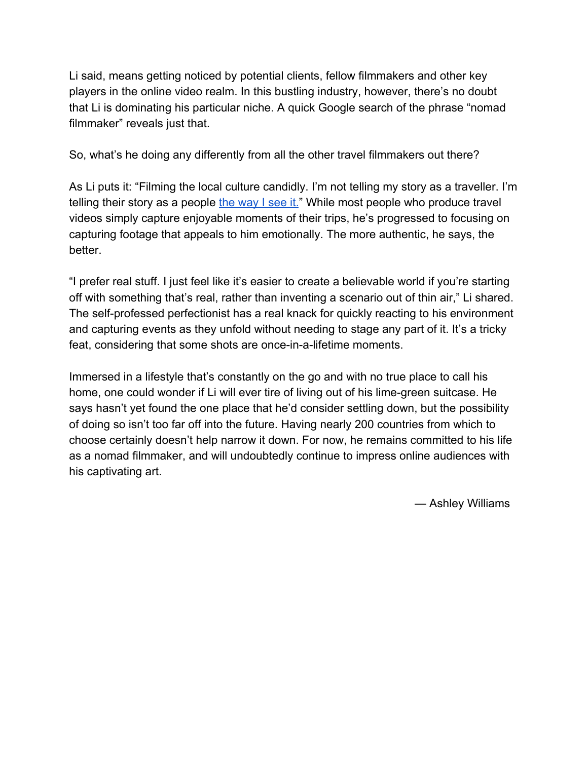Li said, means getting noticed by potential clients, fellow filmmakers and other key players in the online video realm. In this bustling industry, however, there's no doubt that Li is dominating his particular niche. A quick Google search of the phrase "nomad filmmaker" reveals just that.

So, what's he doing any differently from all the other travel filmmakers out there?

As Li puts it: "Filming the local culture candidly. I'm not telling my story as a traveller. I'm telling their story as a people the way I see it." While most people who produce travel videos simply capture enjoyable moments of their trips, he's progressed to focusing on capturing footage that appeals to him emotionally. The more authentic, he says, the better.

"I prefer real stuff. I just feel like it's easier to create a believable world if you're starting off with something that's real, rather than inventing a scenario out of thin air," Li shared. The self-professed perfectionist has a real knack for quickly reacting to his environment and capturing events as they unfold without needing to stage any part of it. It's a tricky feat, considering that some shots are once-in-a-lifetime moments.

Immersed in a lifestyle that's constantly on the go and with no true place to call his home, one could wonder if Li will ever tire of living out of his lime-green suitcase. He says hasn't yet found the one place that he'd consider settling down, but the possibility of doing so isn't too far off into the future. Having nearly 200 countries from which to choose certainly doesn't help narrow it down. For now, he remains committed to his life as a nomad filmmaker, and will undoubtedly continue to impress online audiences with his captivating art.

— Ashley Williams